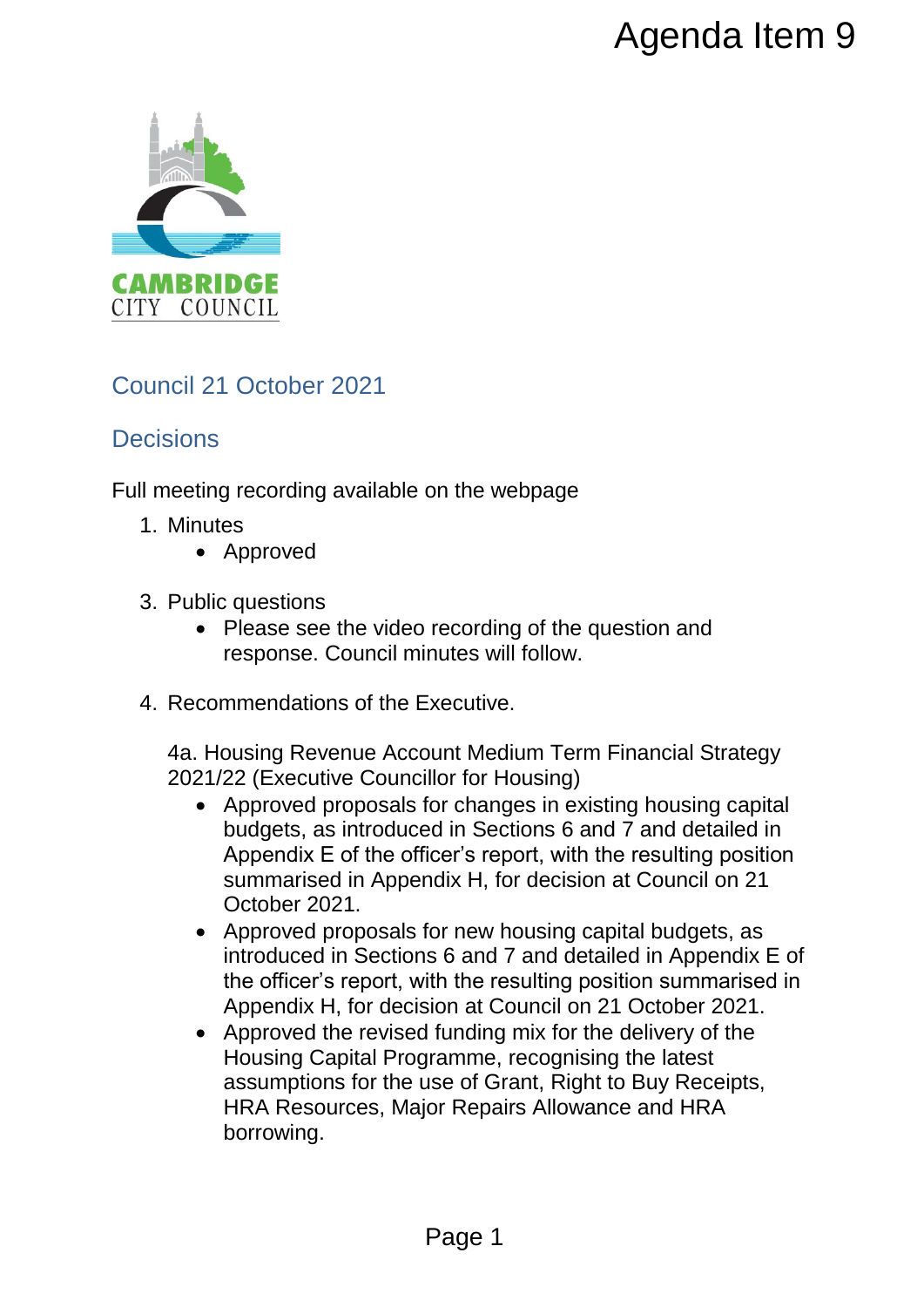Agenda Item 9

CAMBRIDGE CITY COUNCIL

## Council 21 October 2021

## Decisions

Full meeting recording available on the webpage

1. Minutes
   - Approved

3. Public questions
   - Please see the video recording of the question and response. Council minutes will follow.

4. Recommendations of the Executive.

   4a. Housing Revenue Account Medium Term Financial Strategy 2021/22 (Executive Councillor for Housing)

   - Approved proposals for changes in existing housing capital budgets, as introduced in Sections 6 and 7 and detailed in Appendix E of the officer's report, with the resulting position summarised in Appendix H, for decision at Council on 21 October 2021.
   - Approved proposals for new housing capital budgets, as introduced in Sections 6 and 7 and detailed in Appendix E of the officer's report, with the resulting position summarised in Appendix H, for decision at Council on 21 October 2021.
   - Approved the revised funding mix for the delivery of the Housing Capital Programme, recognising the latest assumptions for the use of Grant, Right to Buy Receipts, HRA Resources, Major Repairs Allowance and HRA borrowing.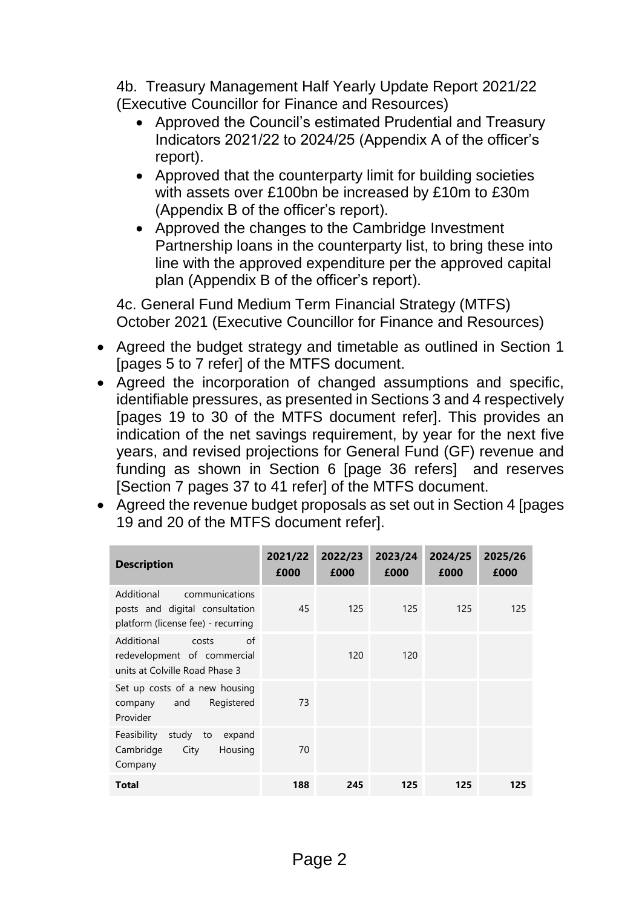4b. Treasury Management Half Yearly Update Report 2021/22 (Executive Councillor for Finance and Resources)

- Approved the Council's estimated Prudential and Treasury Indicators 2021/22 to 2024/25 (Appendix A of the officer's report).
- Approved that the counterparty limit for building societies with assets over £100bn be increased by £10m to £30m (Appendix B of the officer's report).
- Approved the changes to the Cambridge Investment Partnership loans in the counterparty list, to bring these into line with the approved expenditure per the approved capital plan (Appendix B of the officer's report).

4c. General Fund Medium Term Financial Strategy (MTFS) October 2021 (Executive Councillor for Finance and Resources)

- Agreed the budget strategy and timetable as outlined in Section 1 [pages 5 to 7 refer] of the MTFS document.
- Agreed the incorporation of changed assumptions and specific, identifiable pressures, as presented in Sections 3 and 4 respectively [pages 19 to 30 of the MTFS document refer]. This provides an indication of the net savings requirement, by year for the next five years, and revised projections for General Fund (GF) revenue and funding as shown in Section 6 [page 36 refers] and reserves [Section 7 pages 37 to 41 refer] of the MTFS document.
- Agreed the revenue budget proposals as set out in Section 4 [pages 19 and 20 of the MTFS document refer].

| Description | 2021/22 £000 | 2022/23 £000 | 2023/24 £000 | 2024/25 £000 | 2025/26 £000 |
|---|---|---|---|---|---|
| Additional communications posts and digital consultation platform (license fee) - recurring | 45 | 125 | 125 | 125 | 125 |
| Additional costs of redevelopment of commercial units at Colville Road Phase 3 | | 120 | 120 | | |
| Set up costs of a new housing company and Registered Provider | 73 | | | | |
| Feasibility study to expand Cambridge City Housing Company | 70 | | | | |
| **Total** | **188** | **245** | **125** | **125** | **125** |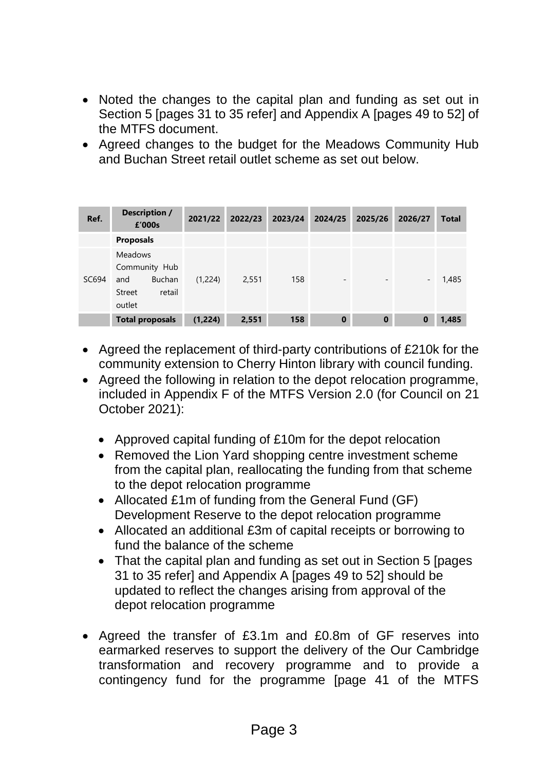- Noted the changes to the capital plan and funding as set out in Section 5 [pages 31 to 35 refer] and Appendix A [pages 49 to 52] of the MTFS document.
- Agreed changes to the budget for the Meadows Community Hub and Buchan Street retail outlet scheme as set out below.

| Ref. | Description / £'000s | 2021/22 | 2022/23 | 2023/24 | 2024/25 | 2025/26 | 2026/27 | Total |
|---|---|---|---|---|---|---|---|---|
| | **Proposals** | | | | | | | |
| SC694 | Meadows Community Hub and Buchan Street retail outlet | (1,224) | 2,551 | 158 | - | - | - | 1,485 |
| | **Total proposals** | **(1,224)** | **2,551** | **158** | **0** | **0** | **0** | **1,485** |

- Agreed the replacement of third-party contributions of £210k for the community extension to Cherry Hinton library with council funding.
- Agreed the following in relation to the depot relocation programme, included in Appendix F of the MTFS Version 2.0 (for Council on 21 October 2021):
  - Approved capital funding of £10m for the depot relocation
  - Removed the Lion Yard shopping centre investment scheme from the capital plan, reallocating the funding from that scheme to the depot relocation programme
  - Allocated £1m of funding from the General Fund (GF) Development Reserve to the depot relocation programme
  - Allocated an additional £3m of capital receipts or borrowing to fund the balance of the scheme
  - That the capital plan and funding as set out in Section 5 [pages 31 to 35 refer] and Appendix A [pages 49 to 52] should be updated to reflect the changes arising from approval of the depot relocation programme
- Agreed the transfer of £3.1m and £0.8m of GF reserves into earmarked reserves to support the delivery of the Our Cambridge transformation and recovery programme and to provide a contingency fund for the programme [page 41 of the MTFS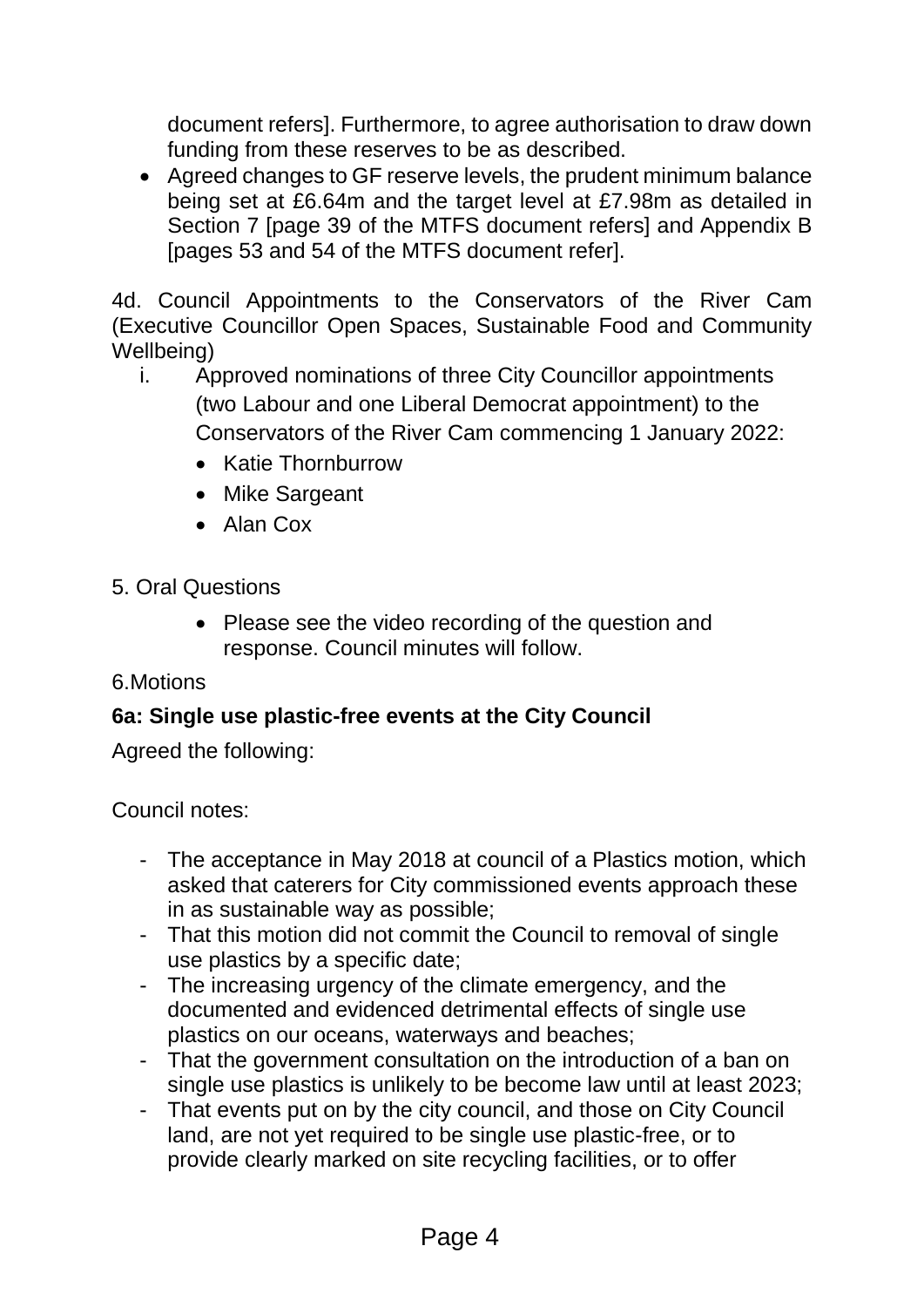document refers]. Furthermore, to agree authorisation to draw down funding from these reserves to be as described.

- Agreed changes to GF reserve levels, the prudent minimum balance being set at £6.64m and the target level at £7.98m as detailed in Section 7 [page 39 of the MTFS document refers] and Appendix B [pages 53 and 54 of the MTFS document refer].

4d. Council Appointments to the Conservators of the River Cam (Executive Councillor Open Spaces, Sustainable Food and Community Wellbeing)

i. Approved nominations of three City Councillor appointments (two Labour and one Liberal Democrat appointment) to the Conservators of the River Cam commencing 1 January 2022:
   - Katie Thornburrow
   - Mike Sargeant
   - Alan Cox

5. Oral Questions

- Please see the video recording of the question and response. Council minutes will follow.

6.Motions

**6a: Single use plastic-free events at the City Council**

Agreed the following:

Council notes:

- The acceptance in May 2018 at council of a Plastics motion, which asked that caterers for City commissioned events approach these in as sustainable way as possible;
- That this motion did not commit the Council to removal of single use plastics by a specific date;
- The increasing urgency of the climate emergency, and the documented and evidenced detrimental effects of single use plastics on our oceans, waterways and beaches;
- That the government consultation on the introduction of a ban on single use plastics is unlikely to be become law until at least 2023;
- That events put on by the city council, and those on City Council land, are not yet required to be single use plastic-free, or to provide clearly marked on site recycling facilities, or to offer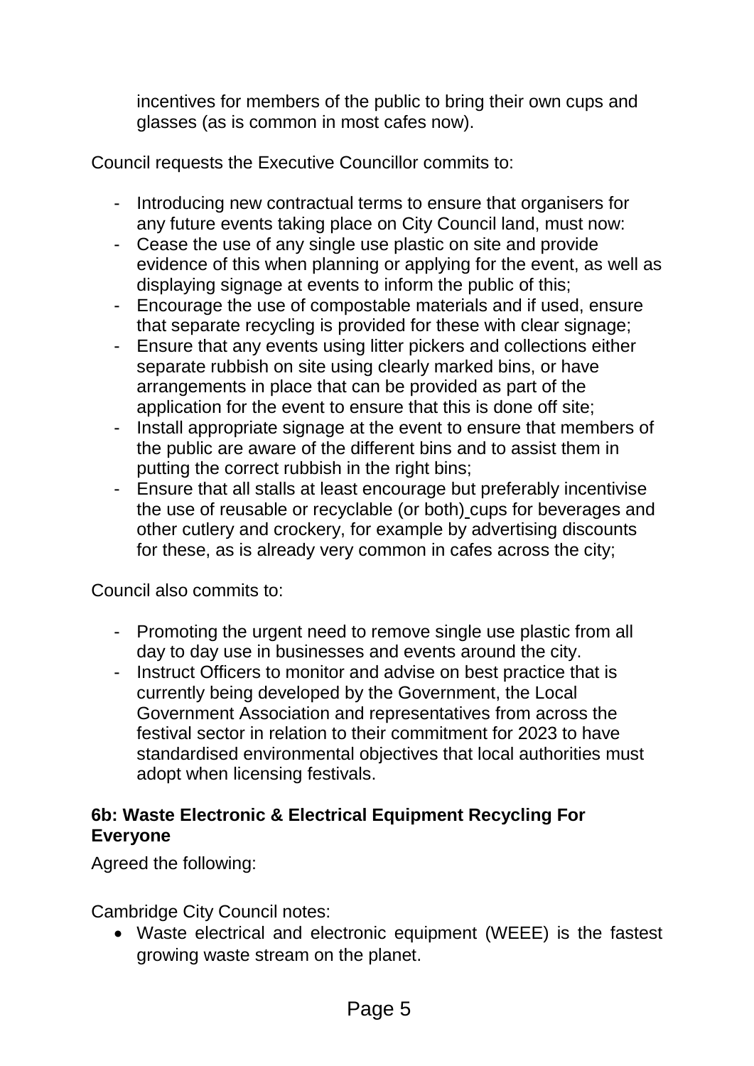incentives for members of the public to bring their own cups and glasses (as is common in most cafes now).

Council requests the Executive Councillor commits to:

- Introducing new contractual terms to ensure that organisers for any future events taking place on City Council land, must now:
- Cease the use of any single use plastic on site and provide evidence of this when planning or applying for the event, as well as displaying signage at events to inform the public of this;
- Encourage the use of compostable materials and if used, ensure that separate recycling is provided for these with clear signage;
- Ensure that any events using litter pickers and collections either separate rubbish on site using clearly marked bins, or have arrangements in place that can be provided as part of the application for the event to ensure that this is done off site;
- Install appropriate signage at the event to ensure that members of the public are aware of the different bins and to assist them in putting the correct rubbish in the right bins;
- Ensure that all stalls at least encourage but preferably incentivise the use of reusable or recyclable (or both) cups for beverages and other cutlery and crockery, for example by advertising discounts for these, as is already very common in cafes across the city;

Council also commits to:

- Promoting the urgent need to remove single use plastic from all day to day use in businesses and events around the city.
- Instruct Officers to monitor and advise on best practice that is currently being developed by the Government, the Local Government Association and representatives from across the festival sector in relation to their commitment for 2023 to have standardised environmental objectives that local authorities must adopt when licensing festivals.

**6b: Waste Electronic & Electrical Equipment Recycling For Everyone**

Agreed the following:

Cambridge City Council notes:

- Waste electrical and electronic equipment (WEEE) is the fastest growing waste stream on the planet.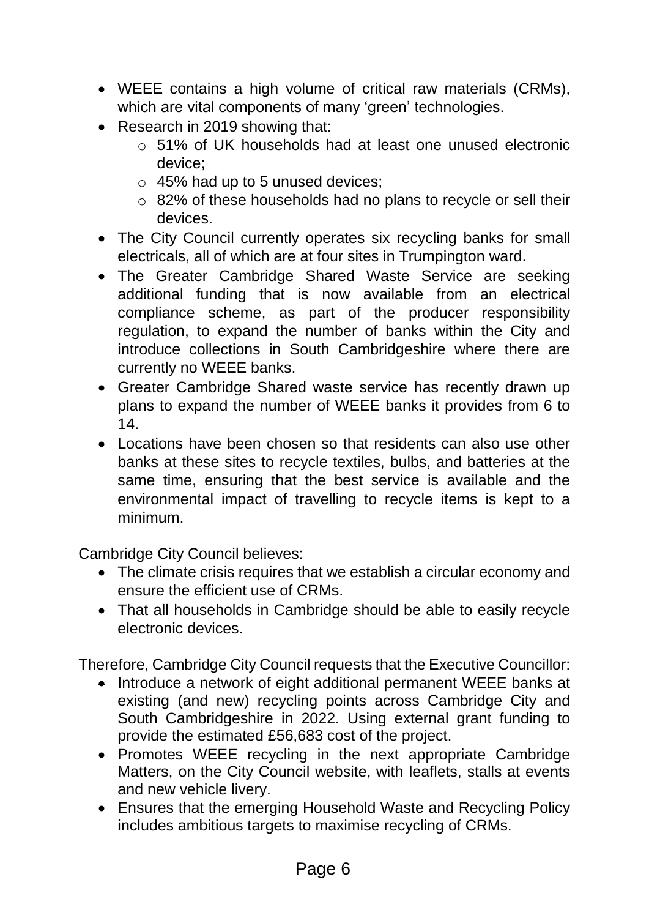- WEEE contains a high volume of critical raw materials (CRMs), which are vital components of many 'green' technologies.
- Research in 2019 showing that:
    - 51% of UK households had at least one unused electronic device;
    - 45% had up to 5 unused devices;
    - 82% of these households had no plans to recycle or sell their devices.
- The City Council currently operates six recycling banks for small electricals, all of which are at four sites in Trumpington ward.
- The Greater Cambridge Shared Waste Service are seeking additional funding that is now available from an electrical compliance scheme, as part of the producer responsibility regulation, to expand the number of banks within the City and introduce collections in South Cambridgeshire where there are currently no WEEE banks.
- Greater Cambridge Shared waste service has recently drawn up plans to expand the number of WEEE banks it provides from 6 to 14.
- Locations have been chosen so that residents can also use other banks at these sites to recycle textiles, bulbs, and batteries at the same time, ensuring that the best service is available and the environmental impact of travelling to recycle items is kept to a minimum.

Cambridge City Council believes:

- The climate crisis requires that we establish a circular economy and ensure the efficient use of CRMs.
- That all households in Cambridge should be able to easily recycle electronic devices.

Therefore, Cambridge City Council requests that the Executive Councillor:

- Introduce a network of eight additional permanent WEEE banks at existing (and new) recycling points across Cambridge City and South Cambridgeshire in 2022. Using external grant funding to provide the estimated £56,683 cost of the project.
- Promotes WEEE recycling in the next appropriate Cambridge Matters, on the City Council website, with leaflets, stalls at events and new vehicle livery.
- Ensures that the emerging Household Waste and Recycling Policy includes ambitious targets to maximise recycling of CRMs.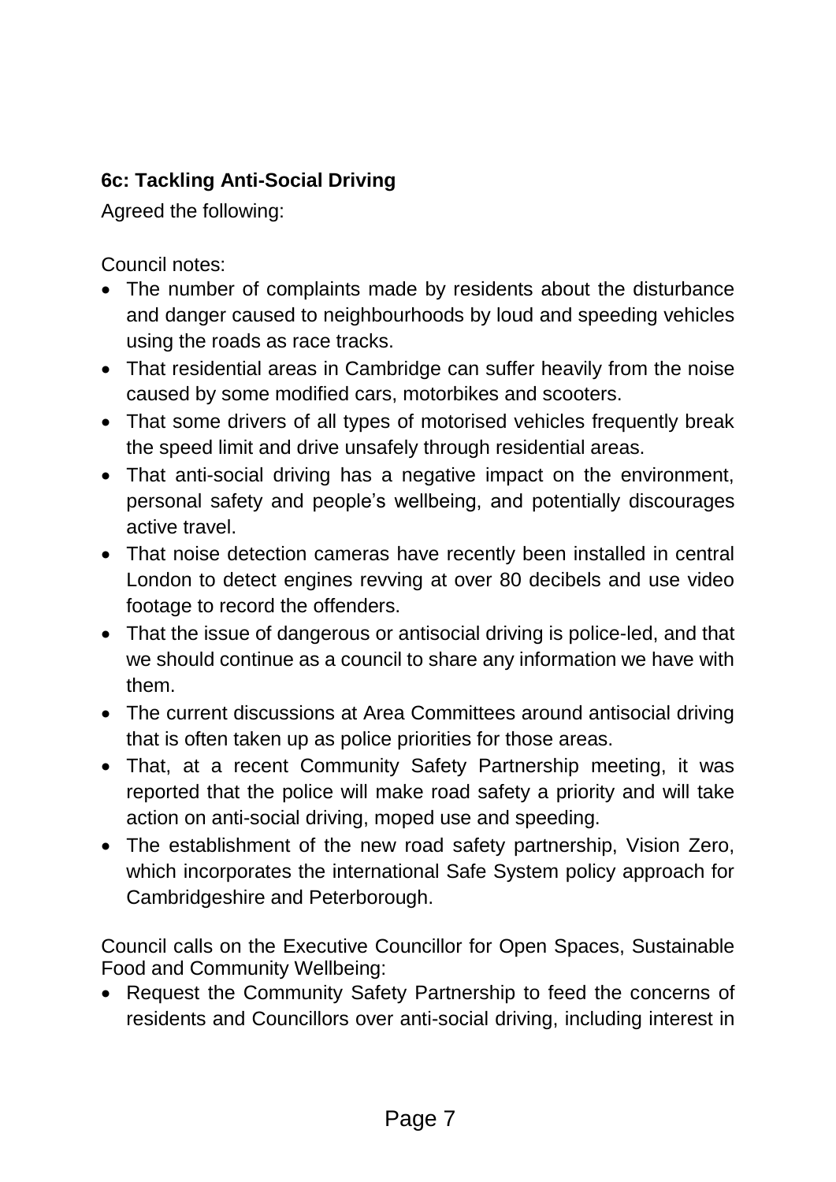**6c: Tackling Anti-Social Driving**

Agreed the following:

Council notes:

- The number of complaints made by residents about the disturbance and danger caused to neighbourhoods by loud and speeding vehicles using the roads as race tracks.
- That residential areas in Cambridge can suffer heavily from the noise caused by some modified cars, motorbikes and scooters.
- That some drivers of all types of motorised vehicles frequently break the speed limit and drive unsafely through residential areas.
- That anti-social driving has a negative impact on the environment, personal safety and people's wellbeing, and potentially discourages active travel.
- That noise detection cameras have recently been installed in central London to detect engines revving at over 80 decibels and use video footage to record the offenders.
- That the issue of dangerous or antisocial driving is police-led, and that we should continue as a council to share any information we have with them.
- The current discussions at Area Committees around antisocial driving that is often taken up as police priorities for those areas.
- That, at a recent Community Safety Partnership meeting, it was reported that the police will make road safety a priority and will take action on anti-social driving, moped use and speeding.
- The establishment of the new road safety partnership, Vision Zero, which incorporates the international Safe System policy approach for Cambridgeshire and Peterborough.

Council calls on the Executive Councillor for Open Spaces, Sustainable Food and Community Wellbeing:

- Request the Community Safety Partnership to feed the concerns of residents and Councillors over anti-social driving, including interest in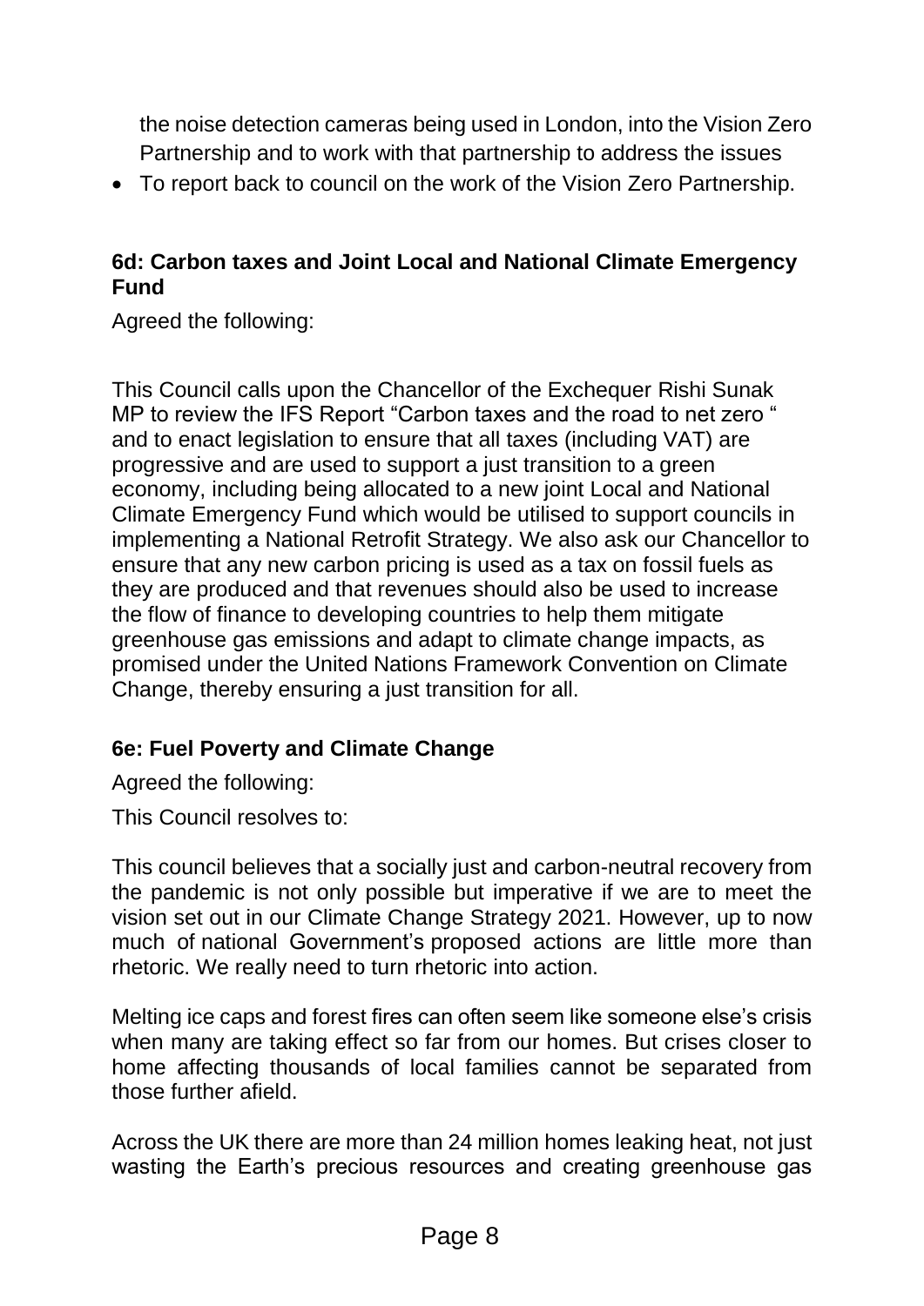the noise detection cameras being used in London, into the Vision Zero Partnership and to work with that partnership to address the issues

- To report back to council on the work of the Vision Zero Partnership.

### 6d: Carbon taxes and Joint Local and National Climate Emergency Fund

Agreed the following:

This Council calls upon the Chancellor of the Exchequer Rishi Sunak MP to review the IFS Report "Carbon taxes and the road to net zero " and to enact legislation to ensure that all taxes (including VAT) are progressive and are used to support a just transition to a green economy, including being allocated to a new joint Local and National Climate Emergency Fund which would be utilised to support councils in implementing a National Retrofit Strategy. We also ask our Chancellor to ensure that any new carbon pricing is used as a tax on fossil fuels as they are produced and that revenues should also be used to increase the flow of finance to developing countries to help them mitigate greenhouse gas emissions and adapt to climate change impacts, as promised under the United Nations Framework Convention on Climate Change, thereby ensuring a just transition for all.

### 6e: Fuel Poverty and Climate Change

Agreed the following:

This Council resolves to:

This council believes that a socially just and carbon-neutral recovery from the pandemic is not only possible but imperative if we are to meet the vision set out in our Climate Change Strategy 2021. However, up to now much of national Government's proposed actions are little more than rhetoric. We really need to turn rhetoric into action.

Melting ice caps and forest fires can often seem like someone else's crisis when many are taking effect so far from our homes. But crises closer to home affecting thousands of local families cannot be separated from those further afield.

Across the UK there are more than 24 million homes leaking heat, not just wasting the Earth's precious resources and creating greenhouse gas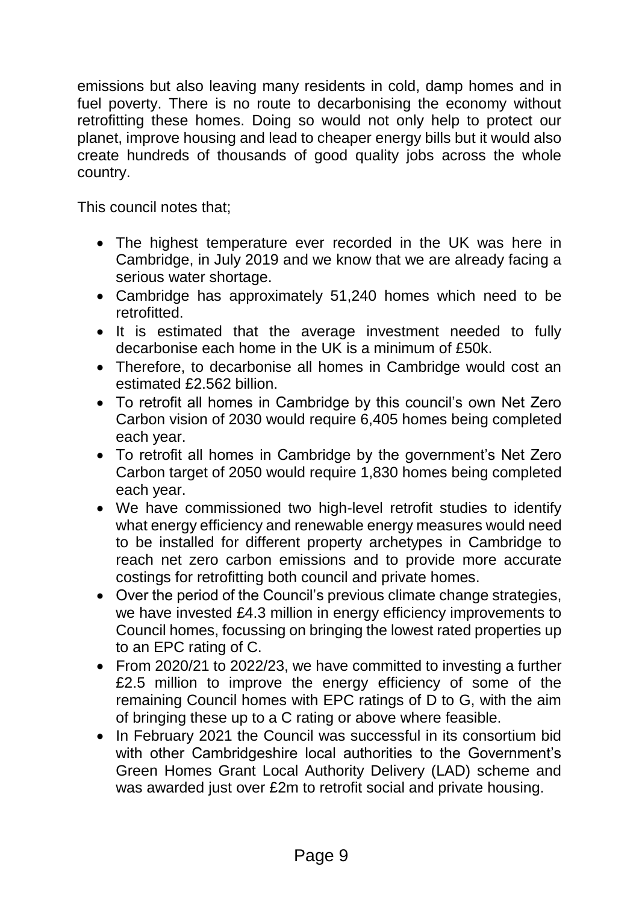emissions but also leaving many residents in cold, damp homes and in fuel poverty. There is no route to decarbonising the economy without retrofitting these homes. Doing so would not only help to protect our planet, improve housing and lead to cheaper energy bills but it would also create hundreds of thousands of good quality jobs across the whole country.

This council notes that;

- The highest temperature ever recorded in the UK was here in Cambridge, in July 2019 and we know that we are already facing a serious water shortage.
- Cambridge has approximately 51,240 homes which need to be retrofitted.
- It is estimated that the average investment needed to fully decarbonise each home in the UK is a minimum of £50k.
- Therefore, to decarbonise all homes in Cambridge would cost an estimated £2.562 billion.
- To retrofit all homes in Cambridge by this council's own Net Zero Carbon vision of 2030 would require 6,405 homes being completed each year.
- To retrofit all homes in Cambridge by the government's Net Zero Carbon target of 2050 would require 1,830 homes being completed each year.
- We have commissioned two high-level retrofit studies to identify what energy efficiency and renewable energy measures would need to be installed for different property archetypes in Cambridge to reach net zero carbon emissions and to provide more accurate costings for retrofitting both council and private homes.
- Over the period of the Council's previous climate change strategies, we have invested £4.3 million in energy efficiency improvements to Council homes, focussing on bringing the lowest rated properties up to an EPC rating of C.
- From 2020/21 to 2022/23, we have committed to investing a further £2.5 million to improve the energy efficiency of some of the remaining Council homes with EPC ratings of D to G, with the aim of bringing these up to a C rating or above where feasible.
- In February 2021 the Council was successful in its consortium bid with other Cambridgeshire local authorities to the Government's Green Homes Grant Local Authority Delivery (LAD) scheme and was awarded just over £2m to retrofit social and private housing.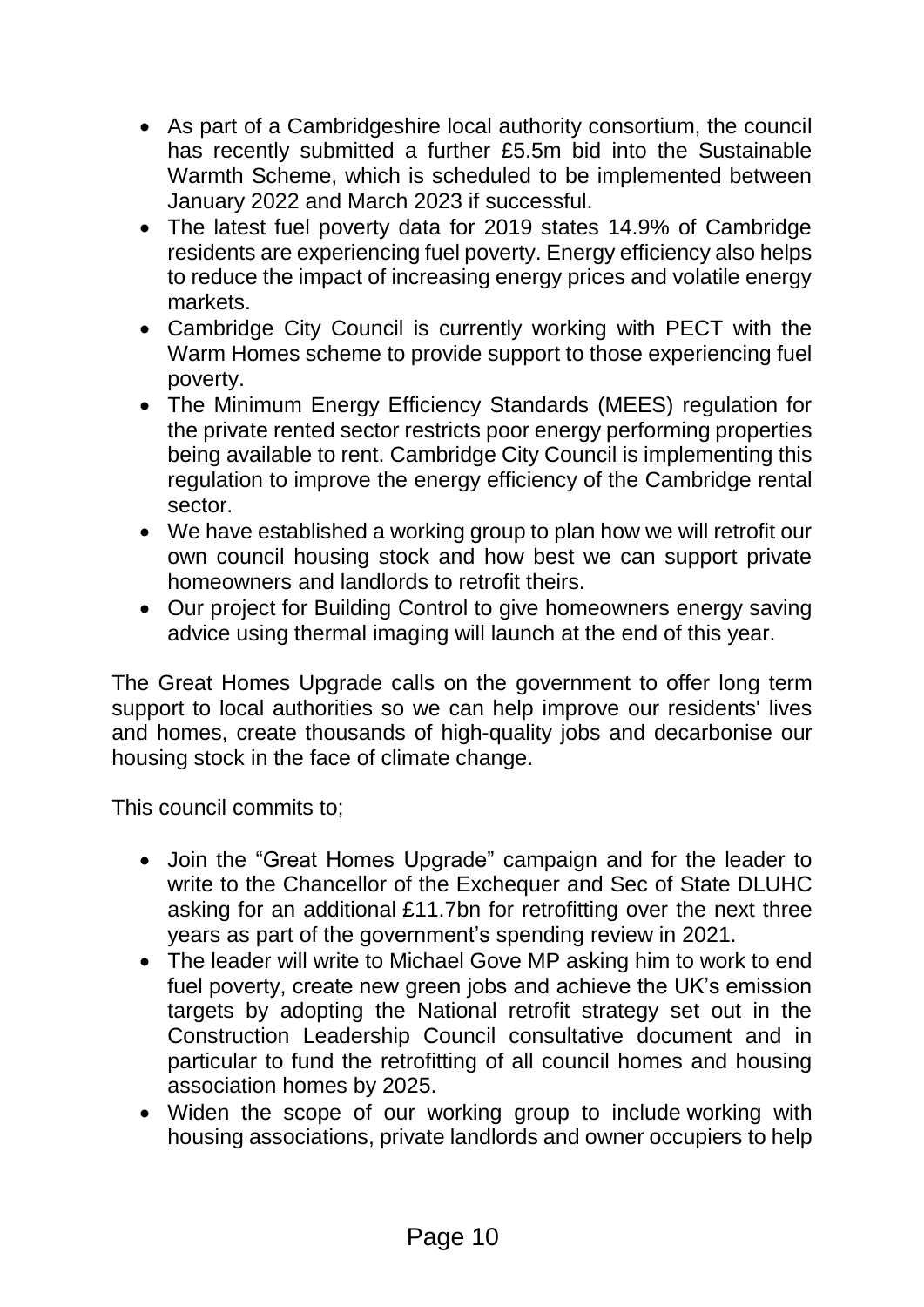- As part of a Cambridgeshire local authority consortium, the council has recently submitted a further £5.5m bid into the Sustainable Warmth Scheme, which is scheduled to be implemented between January 2022 and March 2023 if successful.
- The latest fuel poverty data for 2019 states 14.9% of Cambridge residents are experiencing fuel poverty. Energy efficiency also helps to reduce the impact of increasing energy prices and volatile energy markets.
- Cambridge City Council is currently working with PECT with the Warm Homes scheme to provide support to those experiencing fuel poverty.
- The Minimum Energy Efficiency Standards (MEES) regulation for the private rented sector restricts poor energy performing properties being available to rent. Cambridge City Council is implementing this regulation to improve the energy efficiency of the Cambridge rental sector.
- We have established a working group to plan how we will retrofit our own council housing stock and how best we can support private homeowners and landlords to retrofit theirs.
- Our project for Building Control to give homeowners energy saving advice using thermal imaging will launch at the end of this year.

The Great Homes Upgrade calls on the government to offer long term support to local authorities so we can help improve our residents' lives and homes, create thousands of high-quality jobs and decarbonise our housing stock in the face of climate change.

This council commits to;

- Join the "Great Homes Upgrade" campaign and for the leader to write to the Chancellor of the Exchequer and Sec of State DLUHC asking for an additional £11.7bn for retrofitting over the next three years as part of the government's spending review in 2021.
- The leader will write to Michael Gove MP asking him to work to end fuel poverty, create new green jobs and achieve the UK's emission targets by adopting the National retrofit strategy set out in the Construction Leadership Council consultative document and in particular to fund the retrofitting of all council homes and housing association homes by 2025.
- Widen the scope of our working group to include working with housing associations, private landlords and owner occupiers to help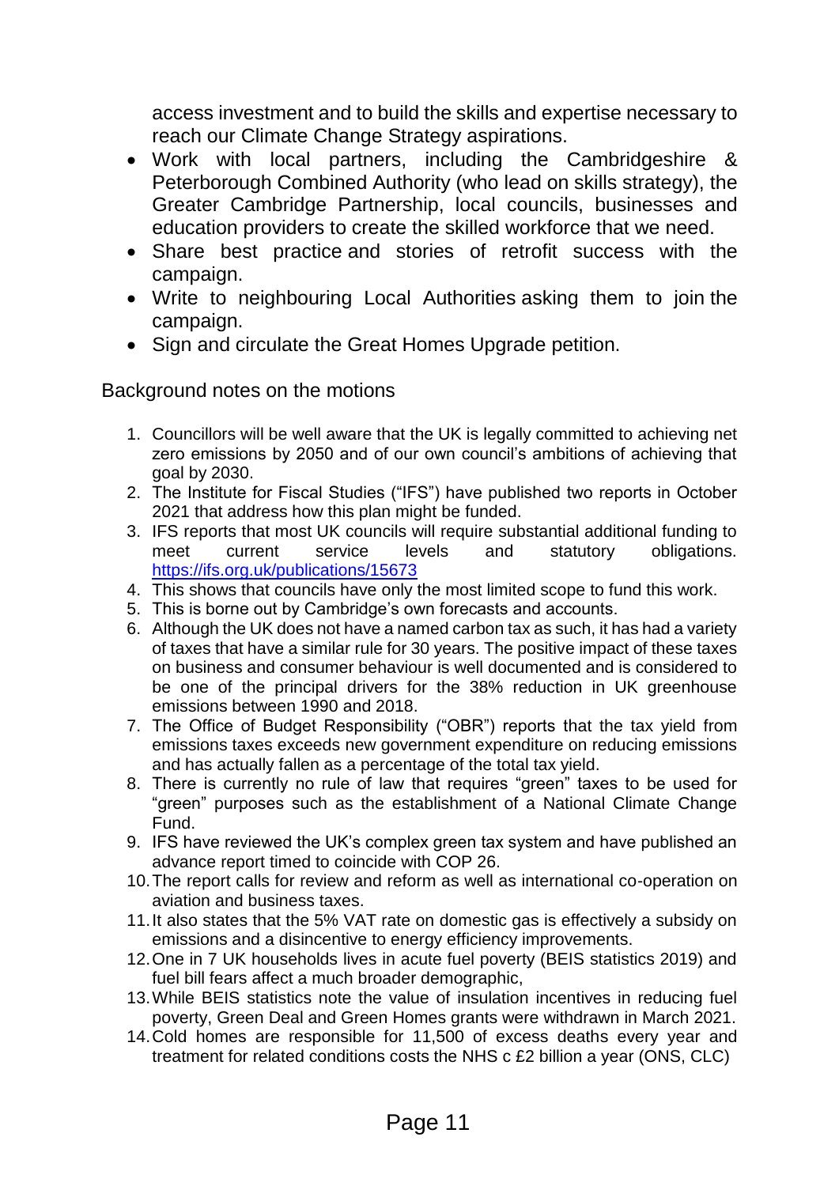access investment and to build the skills and expertise necessary to reach our Climate Change Strategy aspirations.

- Work with local partners, including the Cambridgeshire & Peterborough Combined Authority (who lead on skills strategy), the Greater Cambridge Partnership, local councils, businesses and education providers to create the skilled workforce that we need.
- Share best practice and stories of retrofit success with the campaign.
- Write to neighbouring Local Authorities asking them to join the campaign.
- Sign and circulate the Great Homes Upgrade petition.

Background notes on the motions

1. Councillors will be well aware that the UK is legally committed to achieving net zero emissions by 2050 and of our own council's ambitions of achieving that goal by 2030.
2. The Institute for Fiscal Studies ("IFS") have published two reports in October 2021 that address how this plan might be funded.
3. IFS reports that most UK councils will require substantial additional funding to meet current service levels and statutory obligations. https://ifs.org.uk/publications/15673
4. This shows that councils have only the most limited scope to fund this work.
5. This is borne out by Cambridge's own forecasts and accounts.
6. Although the UK does not have a named carbon tax as such, it has had a variety of taxes that have a similar rule for 30 years. The positive impact of these taxes on business and consumer behaviour is well documented and is considered to be one of the principal drivers for the 38% reduction in UK greenhouse emissions between 1990 and 2018.
7. The Office of Budget Responsibility ("OBR") reports that the tax yield from emissions taxes exceeds new government expenditure on reducing emissions and has actually fallen as a percentage of the total tax yield.
8. There is currently no rule of law that requires "green" taxes to be used for "green" purposes such as the establishment of a National Climate Change Fund.
9. IFS have reviewed the UK's complex green tax system and have published an advance report timed to coincide with COP 26.
10. The report calls for review and reform as well as international co-operation on aviation and business taxes.
11. It also states that the 5% VAT rate on domestic gas is effectively a subsidy on emissions and a disincentive to energy efficiency improvements.
12. One in 7 UK households lives in acute fuel poverty (BEIS statistics 2019) and fuel bill fears affect a much broader demographic,
13. While BEIS statistics note the value of insulation incentives in reducing fuel poverty, Green Deal and Green Homes grants were withdrawn in March 2021.
14. Cold homes are responsible for 11,500 of excess deaths every year and treatment for related conditions costs the NHS c £2 billion a year (ONS, CLC)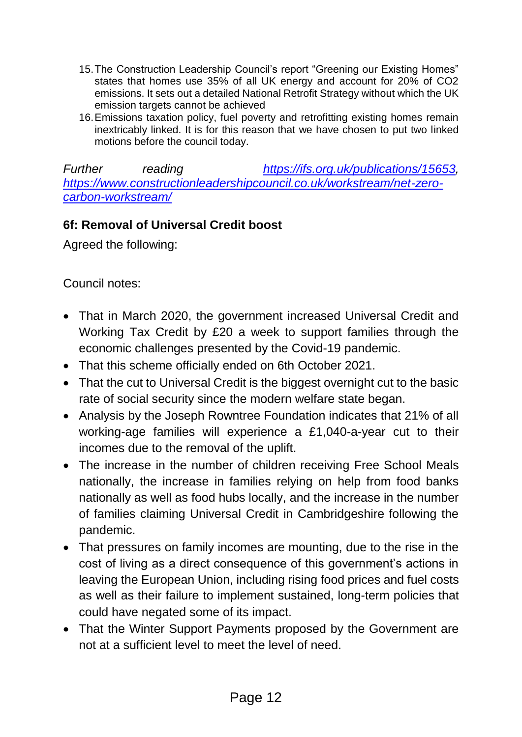15. The Construction Leadership Council's report "Greening our Existing Homes" states that homes use 35% of all UK energy and account for 20% of $CO_2$ emissions. It sets out a detailed National Retrofit Strategy without which the UK emission targets cannot be achieved
16. Emissions taxation policy, fuel poverty and retrofitting existing homes remain inextricably linked. It is for this reason that we have chosen to put two linked motions before the council today.

*Further reading [https://ifs.org.uk/publications/15653](https://ifs.org.uk/publications/15653), [https://www.constructionleadershipcouncil.co.uk/workstream/net-zero-carbon-workstream/](https://www.constructionleadershipcouncil.co.uk/workstream/net-zero-carbon-workstream/)*

**6f: Removal of Universal Credit boost**

Agreed the following:

Council notes:

- That in March 2020, the government increased Universal Credit and Working Tax Credit by £20 a week to support families through the economic challenges presented by the Covid-19 pandemic.
- That this scheme officially ended on 6th October 2021.
- That the cut to Universal Credit is the biggest overnight cut to the basic rate of social security since the modern welfare state began.
- Analysis by the Joseph Rowntree Foundation indicates that 21% of all working-age families will experience a £1,040-a-year cut to their incomes due to the removal of the uplift.
- The increase in the number of children receiving Free School Meals nationally, the increase in families relying on help from food banks nationally as well as food hubs locally, and the increase in the number of families claiming Universal Credit in Cambridgeshire following the pandemic.
- That pressures on family incomes are mounting, due to the rise in the cost of living as a direct consequence of this government's actions in leaving the European Union, including rising food prices and fuel costs as well as their failure to implement sustained, long-term policies that could have negated some of its impact.
- That the Winter Support Payments proposed by the Government are not at a sufficient level to meet the level of need.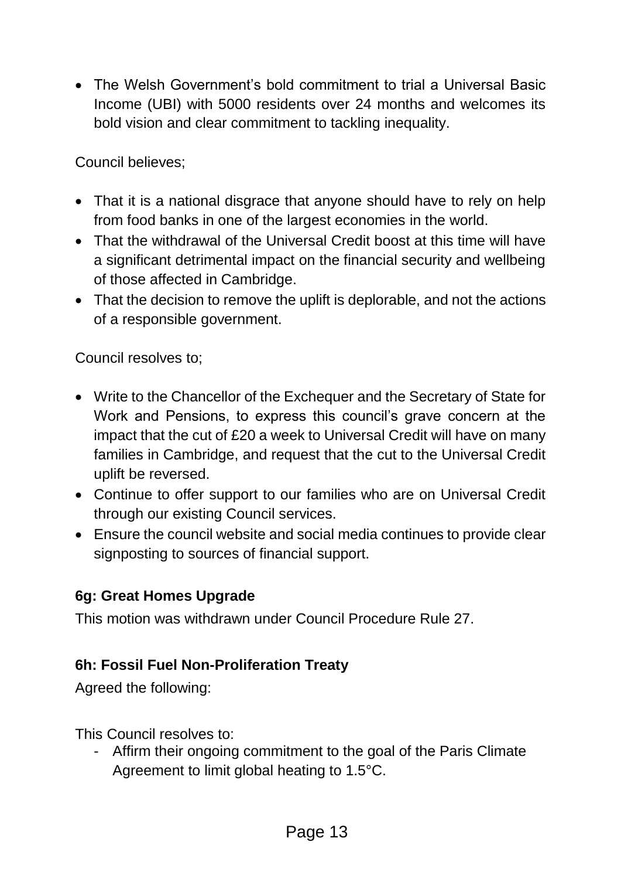- The Welsh Government's bold commitment to trial a Universal Basic Income (UBI) with 5000 residents over 24 months and welcomes its bold vision and clear commitment to tackling inequality.

Council believes;

- That it is a national disgrace that anyone should have to rely on help from food banks in one of the largest economies in the world.
- That the withdrawal of the Universal Credit boost at this time will have a significant detrimental impact on the financial security and wellbeing of those affected in Cambridge.
- That the decision to remove the uplift is deplorable, and not the actions of a responsible government.

Council resolves to;

- Write to the Chancellor of the Exchequer and the Secretary of State for Work and Pensions, to express this council's grave concern at the impact that the cut of £20 a week to Universal Credit will have on many families in Cambridge, and request that the cut to the Universal Credit uplift be reversed.
- Continue to offer support to our families who are on Universal Credit through our existing Council services.
- Ensure the council website and social media continues to provide clear signposting to sources of financial support.

**6g: Great Homes Upgrade**

This motion was withdrawn under Council Procedure Rule 27.

**6h: Fossil Fuel Non-Proliferation Treaty**

Agreed the following:

This Council resolves to:

- Affirm their ongoing commitment to the goal of the Paris Climate Agreement to limit global heating to 1.5°C.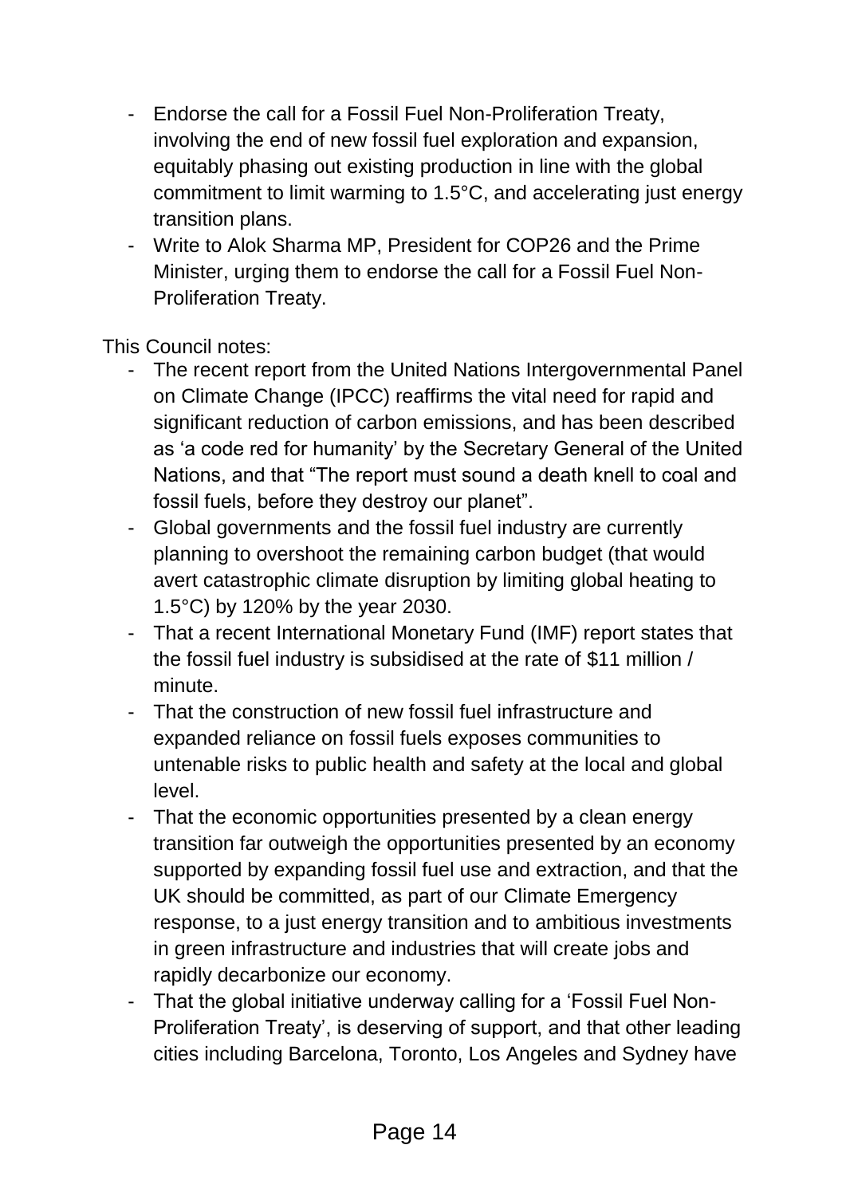- Endorse the call for a Fossil Fuel Non-Proliferation Treaty, involving the end of new fossil fuel exploration and expansion, equitably phasing out existing production in line with the global commitment to limit warming to 1.5°C, and accelerating just energy transition plans.
- Write to Alok Sharma MP, President for COP26 and the Prime Minister, urging them to endorse the call for a Fossil Fuel Non-Proliferation Treaty.

This Council notes:

- The recent report from the United Nations Intergovernmental Panel on Climate Change (IPCC) reaffirms the vital need for rapid and significant reduction of carbon emissions, and has been described as 'a code red for humanity' by the Secretary General of the United Nations, and that "The report must sound a death knell to coal and fossil fuels, before they destroy our planet".
- Global governments and the fossil fuel industry are currently planning to overshoot the remaining carbon budget (that would avert catastrophic climate disruption by limiting global heating to 1.5°C) by 120% by the year 2030.
- That a recent International Monetary Fund (IMF) report states that the fossil fuel industry is subsidised at the rate of $11 million / minute.
- That the construction of new fossil fuel infrastructure and expanded reliance on fossil fuels exposes communities to untenable risks to public health and safety at the local and global level.
- That the economic opportunities presented by a clean energy transition far outweigh the opportunities presented by an economy supported by expanding fossil fuel use and extraction, and that the UK should be committed, as part of our Climate Emergency response, to a just energy transition and to ambitious investments in green infrastructure and industries that will create jobs and rapidly decarbonize our economy.
- That the global initiative underway calling for a 'Fossil Fuel Non-Proliferation Treaty', is deserving of support, and that other leading cities including Barcelona, Toronto, Los Angeles and Sydney have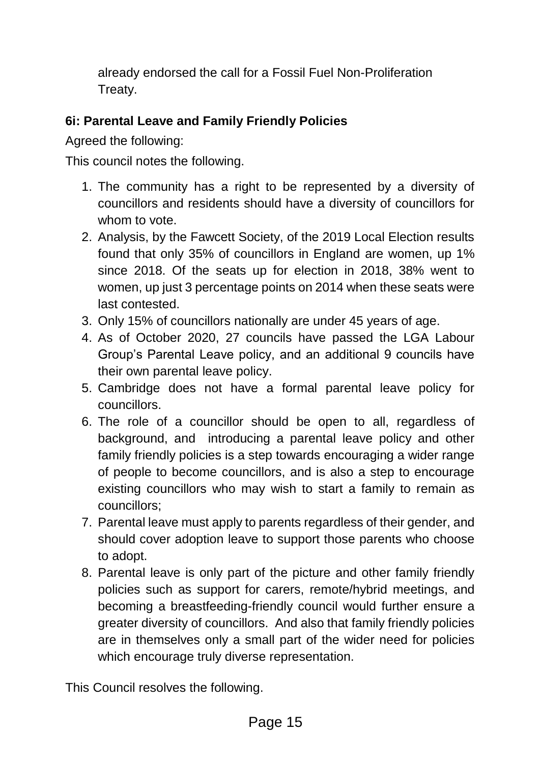already endorsed the call for a Fossil Fuel Non-Proliferation Treaty.

### 6i: Parental Leave and Family Friendly Policies

Agreed the following:

This council notes the following.

1. The community has a right to be represented by a diversity of councillors and residents should have a diversity of councillors for whom to vote.
2. Analysis, by the Fawcett Society, of the 2019 Local Election results found that only 35% of councillors in England are women, up 1% since 2018. Of the seats up for election in 2018, 38% went to women, up just 3 percentage points on 2014 when these seats were last contested.
3. Only 15% of councillors nationally are under 45 years of age.
4. As of October 2020, 27 councils have passed the LGA Labour Group's Parental Leave policy, and an additional 9 councils have their own parental leave policy.
5. Cambridge does not have a formal parental leave policy for councillors.
6. The role of a councillor should be open to all, regardless of background, and introducing a parental leave policy and other family friendly policies is a step towards encouraging a wider range of people to become councillors, and is also a step to encourage existing councillors who may wish to start a family to remain as councillors;
7. Parental leave must apply to parents regardless of their gender, and should cover adoption leave to support those parents who choose to adopt.
8. Parental leave is only part of the picture and other family friendly policies such as support for carers, remote/hybrid meetings, and becoming a breastfeeding-friendly council would further ensure a greater diversity of councillors. And also that family friendly policies are in themselves only a small part of the wider need for policies which encourage truly diverse representation.

This Council resolves the following.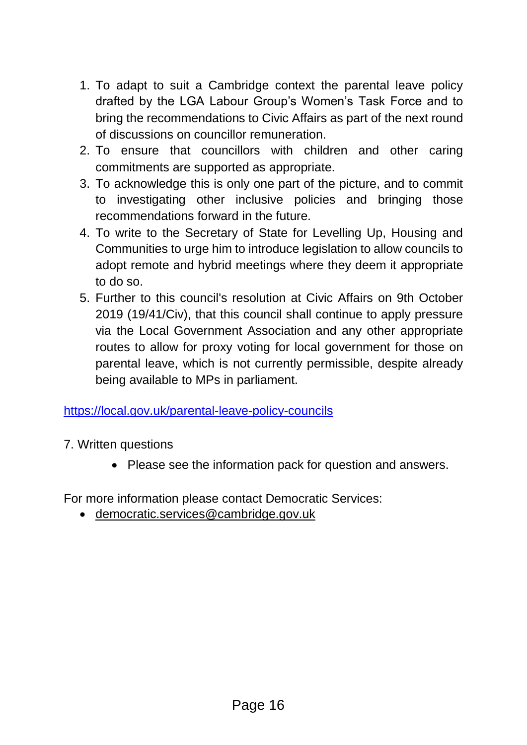1. To adapt to suit a Cambridge context the parental leave policy drafted by the LGA Labour Group's Women's Task Force and to bring the recommendations to Civic Affairs as part of the next round of discussions on councillor remuneration.
2. To ensure that councillors with children and other caring commitments are supported as appropriate.
3. To acknowledge this is only one part of the picture, and to commit to investigating other inclusive policies and bringing those recommendations forward in the future.
4. To write to the Secretary of State for Levelling Up, Housing and Communities to urge him to introduce legislation to allow councils to adopt remote and hybrid meetings where they deem it appropriate to do so.
5. Further to this council's resolution at Civic Affairs on 9th October 2019 (19/41/Civ), that this council shall continue to apply pressure via the Local Government Association and any other appropriate routes to allow for proxy voting for local government for those on parental leave, which is not currently permissible, despite already being available to MPs in parliament.

https://local.gov.uk/parental-leave-policy-councils

7. Written questions

- Please see the information pack for question and answers.

For more information please contact Democratic Services:

- democratic.services@cambridge.gov.uk